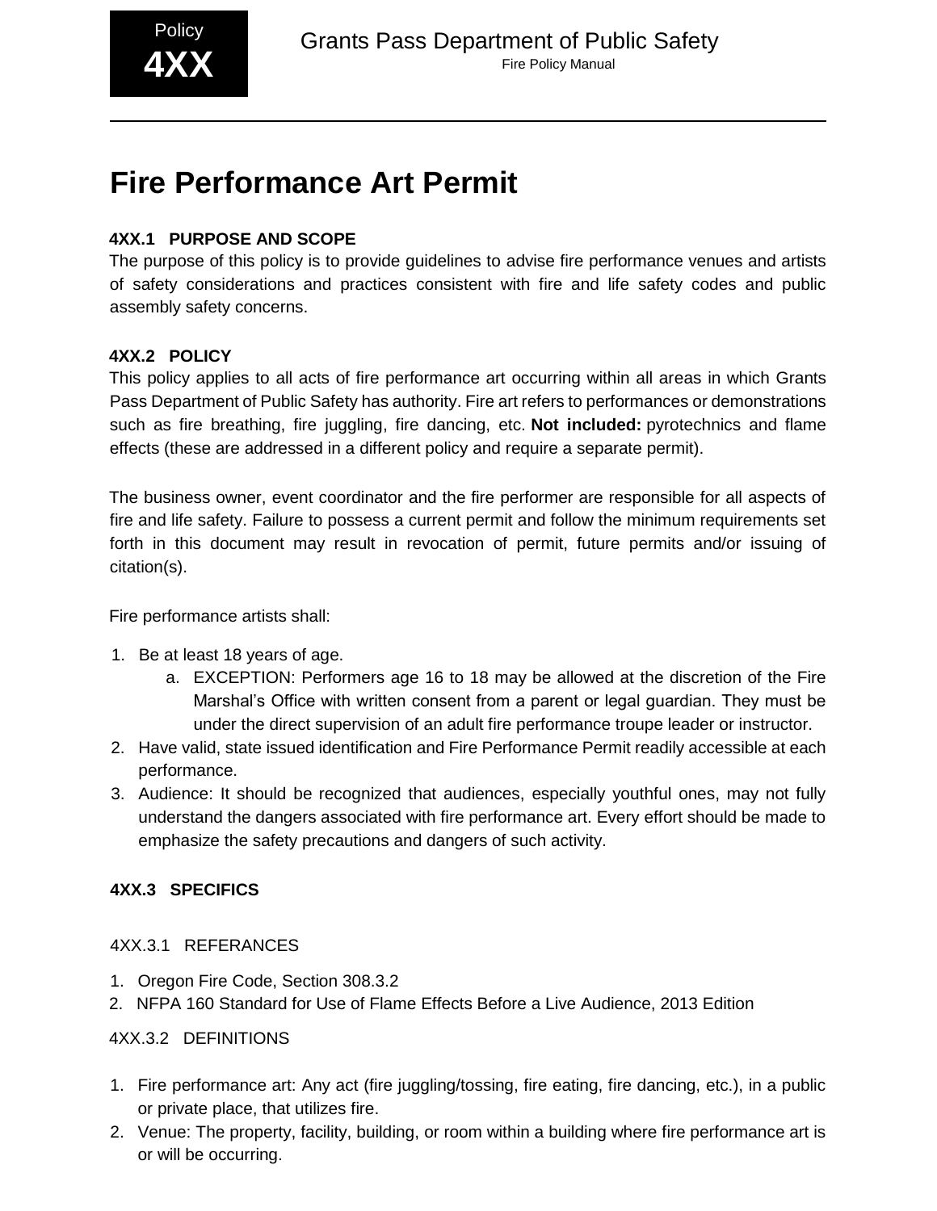Policy

**4XX**

Grants Pass Department of Public Safety

Fire Policy Manual

# Fire Performance Art Permit

### 4XX.1 PURPOSE AND SCOPE

The purpose of this policy is to provide guidelines to advise fire performance venues and artists of safety considerations and practices consistent with fire and life safety codes and public assembly safety concerns.

### 4XX.2 POLICY

This policy applies to all acts of fire performance art occurring within all areas in which Grants Pass Department of Public Safety has authority. Fire art refers to performances or demonstrations such as fire breathing, fire juggling, fire dancing, etc. **Not included:** pyrotechnics and flame effects (these are addressed in a different policy and require a separate permit).

The business owner, event coordinator and the fire performer are responsible for all aspects of fire and life safety. Failure to possess a current permit and follow the minimum requirements set forth in this document may result in revocation of permit, future permits and/or issuing of citation(s).

Fire performance artists shall:

1. Be at least 18 years of age.
   a. EXCEPTION: Performers age 16 to 18 may be allowed at the discretion of the Fire Marshal's Office with written consent from a parent or legal guardian. They must be under the direct supervision of an adult fire performance troupe leader or instructor.
2. Have valid, state issued identification and Fire Performance Permit readily accessible at each performance.
3. Audience: It should be recognized that audiences, especially youthful ones, may not fully understand the dangers associated with fire performance art. Every effort should be made to emphasize the safety precautions and dangers of such activity.

### 4XX.3 SPECIFICS

#### 4XX.3.1 REFERANCES

1. Oregon Fire Code, Section 308.3.2
2. NFPA 160 Standard for Use of Flame Effects Before a Live Audience, 2013 Edition

#### 4XX.3.2 DEFINITIONS

1. Fire performance art: Any act (fire juggling/tossing, fire eating, fire dancing, etc.), in a public or private place, that utilizes fire.
2. Venue: The property, facility, building, or room within a building where fire performance art is or will be occurring.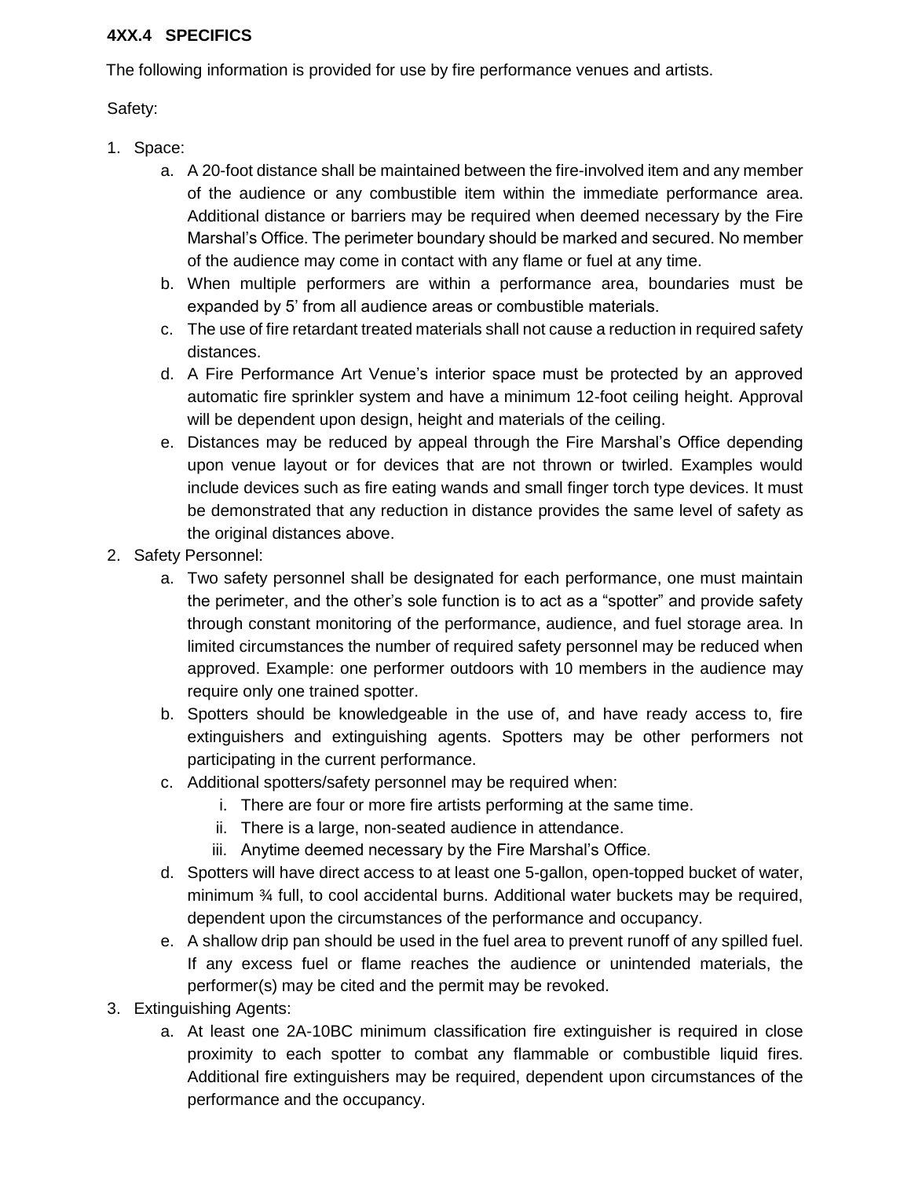### 4XX.4 SPECIFICS

The following information is provided for use by fire performance venues and artists.

Safety:

1. Space:
   a. A 20-foot distance shall be maintained between the fire-involved item and any member of the audience or any combustible item within the immediate performance area. Additional distance or barriers may be required when deemed necessary by the Fire Marshal's Office. The perimeter boundary should be marked and secured. No member of the audience may come in contact with any flame or fuel at any time.
   b. When multiple performers are within a performance area, boundaries must be expanded by 5' from all audience areas or combustible materials.
   c. The use of fire retardant treated materials shall not cause a reduction in required safety distances.
   d. A Fire Performance Art Venue's interior space must be protected by an approved automatic fire sprinkler system and have a minimum 12-foot ceiling height. Approval will be dependent upon design, height and materials of the ceiling.
   e. Distances may be reduced by appeal through the Fire Marshal's Office depending upon venue layout or for devices that are not thrown or twirled. Examples would include devices such as fire eating wands and small finger torch type devices. It must be demonstrated that any reduction in distance provides the same level of safety as the original distances above.
2. Safety Personnel:
   a. Two safety personnel shall be designated for each performance, one must maintain the perimeter, and the other's sole function is to act as a "spotter" and provide safety through constant monitoring of the performance, audience, and fuel storage area. In limited circumstances the number of required safety personnel may be reduced when approved. Example: one performer outdoors with 10 members in the audience may require only one trained spotter.
   b. Spotters should be knowledgeable in the use of, and have ready access to, fire extinguishers and extinguishing agents. Spotters may be other performers not participating in the current performance.
   c. Additional spotters/safety personnel may be required when:
      i. There are four or more fire artists performing at the same time.
      ii. There is a large, non-seated audience in attendance.
      iii. Anytime deemed necessary by the Fire Marshal's Office.
   d. Spotters will have direct access to at least one 5-gallon, open-topped bucket of water, minimum ¾ full, to cool accidental burns. Additional water buckets may be required, dependent upon the circumstances of the performance and occupancy.
   e. A shallow drip pan should be used in the fuel area to prevent runoff of any spilled fuel. If any excess fuel or flame reaches the audience or unintended materials, the performer(s) may be cited and the permit may be revoked.
3. Extinguishing Agents:
   a. At least one 2A-10BC minimum classification fire extinguisher is required in close proximity to each spotter to combat any flammable or combustible liquid fires. Additional fire extinguishers may be required, dependent upon circumstances of the performance and the occupancy.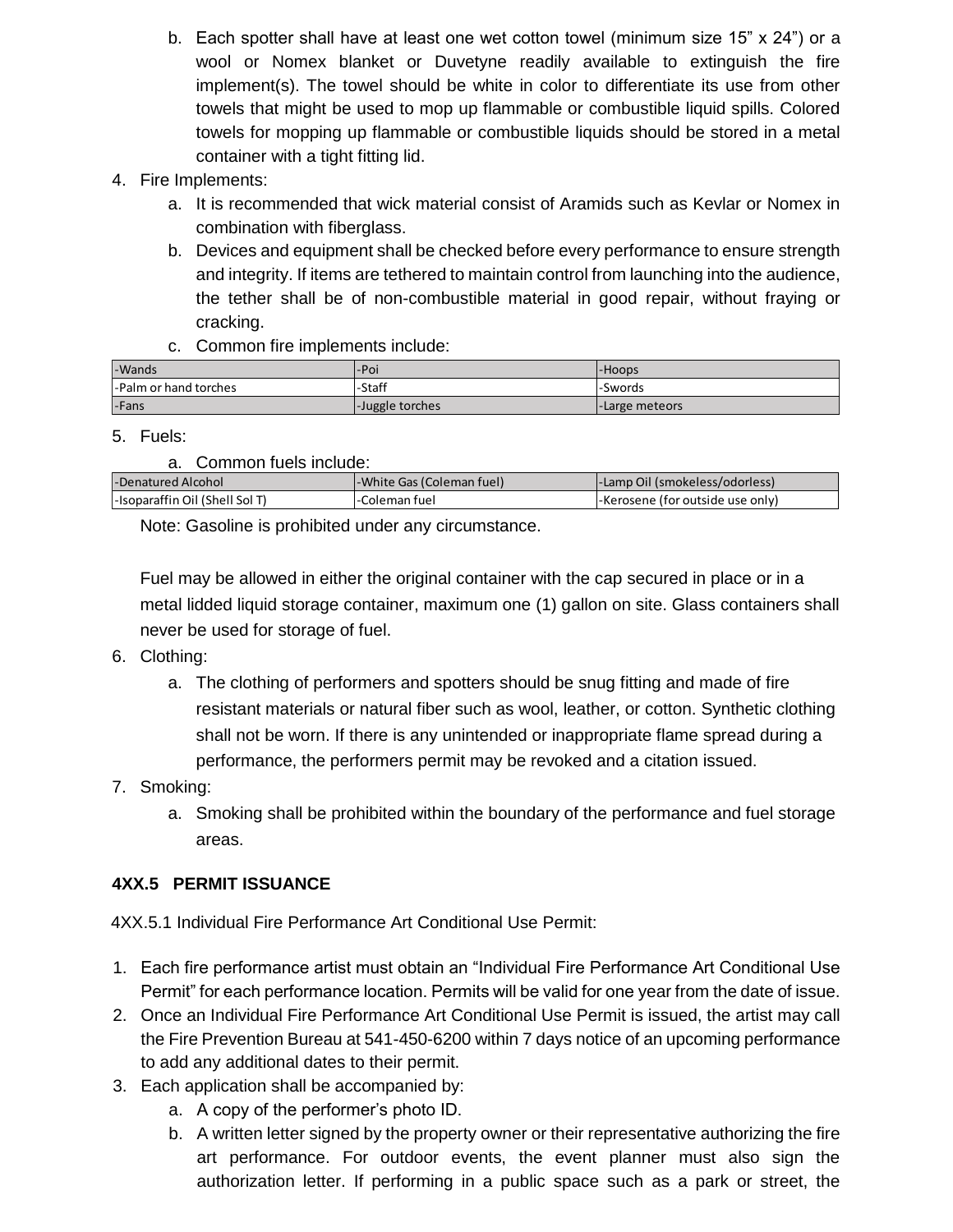b. Each spotter shall have at least one wet cotton towel (minimum size 15” x 24”) or a wool or Nomex blanket or Duvetyne readily available to extinguish the fire implement(s). The towel should be white in color to differentiate its use from other towels that might be used to mop up flammable or combustible liquid spills. Colored towels for mopping up flammable or combustible liquids should be stored in a metal container with a tight fitting lid.

4. Fire Implements:
   a. It is recommended that wick material consist of Aramids such as Kevlar or Nomex in combination with fiberglass.
   b. Devices and equipment shall be checked before every performance to ensure strength and integrity. If items are tethered to maintain control from launching into the audience, the tether shall be of non-combustible material in good repair, without fraying or cracking.
   c. Common fire implements include:

| | | |
|---|---|---|
| -Wands | -Poi | -Hoops |
| -Palm or hand torches | -Staff | -Swords |
| -Fans | -Juggle torches | -Large meteors |

5. Fuels:
   a. Common fuels include:

| | | |
|---|---|---|
| -Denatured Alcohol | -White Gas (Coleman fuel) | -Lamp Oil (smokeless/odorless) |
| -Isoparaffin Oil (Shell Sol T) | -Coleman fuel | -Kerosene (for outside use only) |

Note: Gasoline is prohibited under any circumstance.

Fuel may be allowed in either the original container with the cap secured in place or in a metal lidded liquid storage container, maximum one (1) gallon on site. Glass containers shall never be used for storage of fuel.

6. Clothing:
   a. The clothing of performers and spotters should be snug fitting and made of fire resistant materials or natural fiber such as wool, leather, or cotton. Synthetic clothing shall not be worn. If there is any unintended or inappropriate flame spread during a performance, the performers permit may be revoked and a citation issued.
7. Smoking:
   a. Smoking shall be prohibited within the boundary of the performance and fuel storage areas.

**4XX.5 PERMIT ISSUANCE**

4XX.5.1 Individual Fire Performance Art Conditional Use Permit:

1. Each fire performance artist must obtain an “Individual Fire Performance Art Conditional Use Permit” for each performance location. Permits will be valid for one year from the date of issue.
2. Once an Individual Fire Performance Art Conditional Use Permit is issued, the artist may call the Fire Prevention Bureau at 541-450-6200 within 7 days notice of an upcoming performance to add any additional dates to their permit.
3. Each application shall be accompanied by:
   a. A copy of the performer’s photo ID.
   b. A written letter signed by the property owner or their representative authorizing the fire art performance. For outdoor events, the event planner must also sign the authorization letter. If performing in a public space such as a park or street, the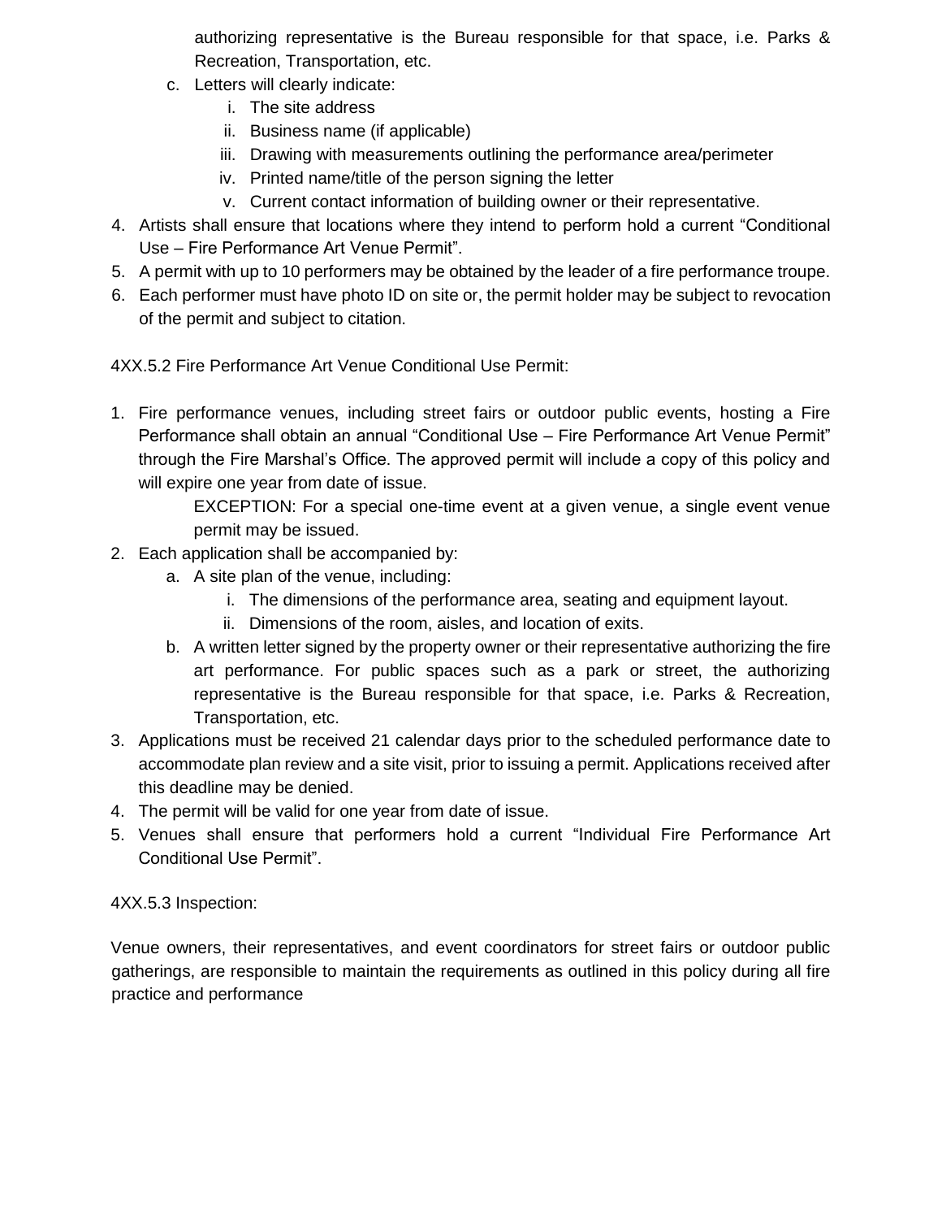authorizing representative is the Bureau responsible for that space, i.e. Parks & Recreation, Transportation, etc.

   c. Letters will clearly indicate:
      i. The site address
      ii. Business name (if applicable)
      iii. Drawing with measurements outlining the performance area/perimeter
      iv. Printed name/title of the person signing the letter
      v. Current contact information of building owner or their representative.

4. Artists shall ensure that locations where they intend to perform hold a current "Conditional Use – Fire Performance Art Venue Permit".
5. A permit with up to 10 performers may be obtained by the leader of a fire performance troupe.
6. Each performer must have photo ID on site or, the permit holder may be subject to revocation of the permit and subject to citation.

4XX.5.2 Fire Performance Art Venue Conditional Use Permit:

1. Fire performance venues, including street fairs or outdoor public events, hosting a Fire Performance shall obtain an annual "Conditional Use – Fire Performance Art Venue Permit" through the Fire Marshal's Office. The approved permit will include a copy of this policy and will expire one year from date of issue.

   EXCEPTION: For a special one-time event at a given venue, a single event venue permit may be issued.

2. Each application shall be accompanied by:
   a. A site plan of the venue, including:
      i. The dimensions of the performance area, seating and equipment layout.
      ii. Dimensions of the room, aisles, and location of exits.
   b. A written letter signed by the property owner or their representative authorizing the fire art performance. For public spaces such as a park or street, the authorizing representative is the Bureau responsible for that space, i.e. Parks & Recreation, Transportation, etc.
3. Applications must be received 21 calendar days prior to the scheduled performance date to accommodate plan review and a site visit, prior to issuing a permit. Applications received after this deadline may be denied.
4. The permit will be valid for one year from date of issue.
5. Venues shall ensure that performers hold a current "Individual Fire Performance Art Conditional Use Permit".

4XX.5.3 Inspection:

Venue owners, their representatives, and event coordinators for street fairs or outdoor public gatherings, are responsible to maintain the requirements as outlined in this policy during all fire practice and performance